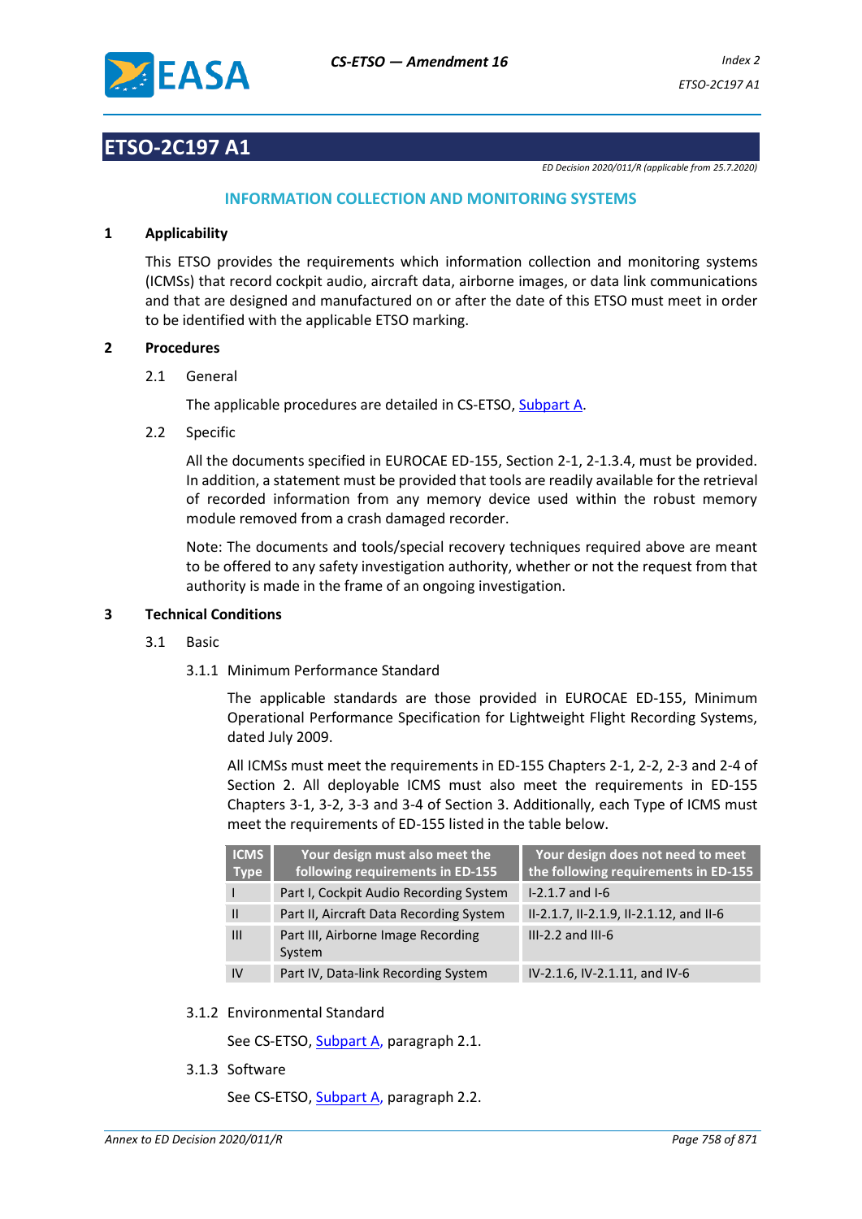# ETSO-2C197 A1

*ED Decision 2020/011/R (applicable from 25.7.2020)*

## INFORMATION COLLECTION AND MONITORING SYSTEMS

**1 Applicability**

This ETSO provides the requirements which information collection and monitoring systems (ICMSs) that record cockpit audio, aircraft data, airborne images, or data link communications and that are designed and manufactured on or after the date of this ETSO must meet in order to be identified with the applicable ETSO marking.

**2 Procedures**

2.1 General

The applicable procedures are detailed in CS-ETSO, Subpart A.

2.2 Specific

All the documents specified in EUROCAE ED-155, Section 2-1, 2-1.3.4, must be provided. In addition, a statement must be provided that tools are readily available for the retrieval of recorded information from any memory device used within the robust memory module removed from a crash damaged recorder.

Note: The documents and tools/special recovery techniques required above are meant to be offered to any safety investigation authority, whether or not the request from that authority is made in the frame of an ongoing investigation.

**3 Technical Conditions**

3.1 Basic

3.1.1 Minimum Performance Standard

The applicable standards are those provided in EUROCAE ED-155, Minimum Operational Performance Specification for Lightweight Flight Recording Systems, dated July 2009.

All ICMSs must meet the requirements in ED-155 Chapters 2-1, 2-2, 2-3 and 2-4 of Section 2. All deployable ICMS must also meet the requirements in ED-155 Chapters 3-1, 3-2, 3-3 and 3-4 of Section 3. Additionally, each Type of ICMS must meet the requirements of ED-155 listed in the table below.

| ICMS Type | Your design must also meet the following requirements in ED-155 | Your design does not need to meet the following requirements in ED-155 |
|---|---|---|
| I | Part I, Cockpit Audio Recording System | I-2.1.7 and I-6 |
| II | Part II, Aircraft Data Recording System | II-2.1.7, II-2.1.9, II-2.1.12, and II-6 |
| III | Part III, Airborne Image Recording System | III-2.2 and III-6 |
| IV | Part IV, Data-link Recording System | IV-2.1.6, IV-2.1.11, and IV-6 |

3.1.2 Environmental Standard

See CS-ETSO, Subpart A, paragraph 2.1.

3.1.3 Software

See CS-ETSO, Subpart A, paragraph 2.2.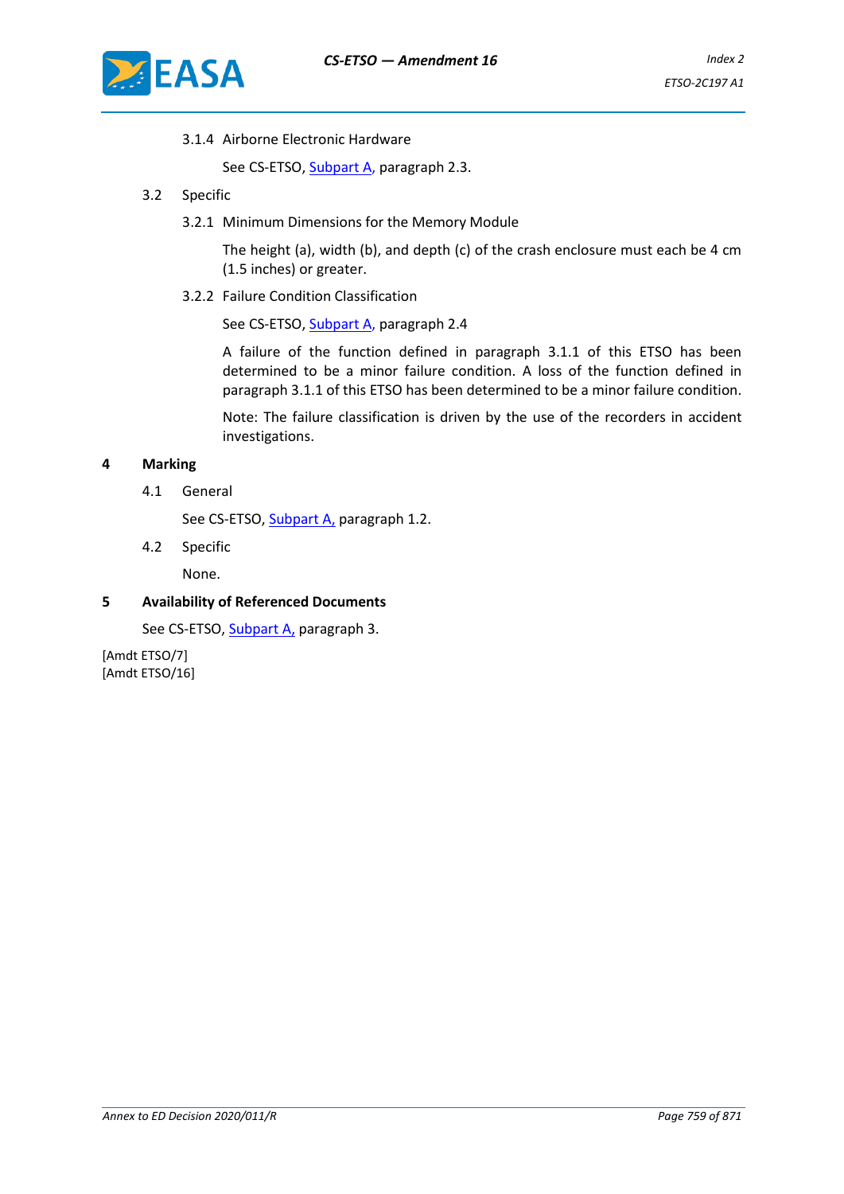3.1.4 Airborne Electronic Hardware

See CS-ETSO, Subpart A, paragraph 2.3.

3.2 Specific

3.2.1 Minimum Dimensions for the Memory Module

The height (a), width (b), and depth (c) of the crash enclosure must each be 4 cm (1.5 inches) or greater.

3.2.2 Failure Condition Classification

See CS-ETSO, Subpart A, paragraph 2.4

A failure of the function defined in paragraph 3.1.1 of this ETSO has been determined to be a minor failure condition. A loss of the function defined in paragraph 3.1.1 of this ETSO has been determined to be a minor failure condition.

Note: The failure classification is driven by the use of the recorders in accident investigations.

## 4 Marking

4.1 General

See CS-ETSO, Subpart A, paragraph 1.2.

4.2 Specific

None.

## 5 Availability of Referenced Documents

See CS-ETSO, Subpart A, paragraph 3.

[Amdt ETSO/7]
[Amdt ETSO/16]